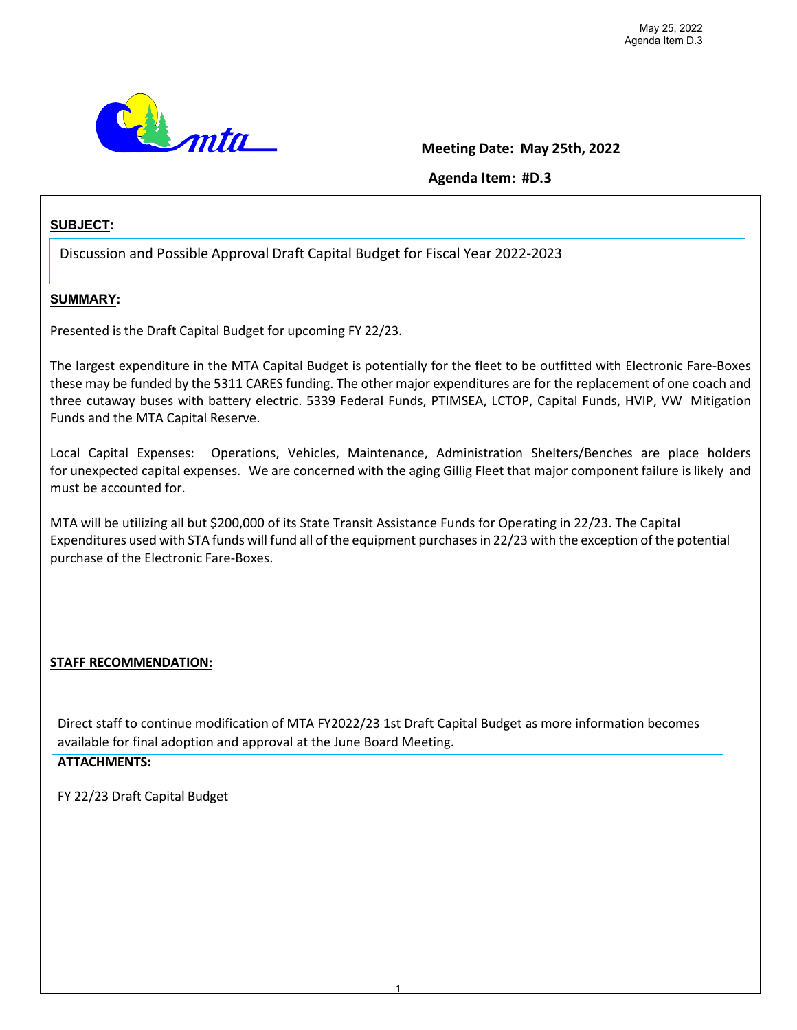May 25, 2022
Agenda Item D.3

**Meeting Date: May 25th, 2022**

**Agenda Item: #D.3**

**SUBJECT:**

Discussion and Possible Approval Draft Capital Budget for Fiscal Year 2022-2023

**SUMMARY:**

Presented is the Draft Capital Budget for upcoming FY 22/23.

The largest expenditure in the MTA Capital Budget is potentially for the fleet to be outfitted with Electronic Fare-Boxes these may be funded by the 5311 CARES funding. The other major expenditures are for the replacement of one coach and three cutaway buses with battery electric. 5339 Federal Funds, PTIMSEA, LCTOP, Capital Funds, HVIP, VW Mitigation Funds and the MTA Capital Reserve.

Local Capital Expenses: Operations, Vehicles, Maintenance, Administration Shelters/Benches are place holders for unexpected capital expenses. We are concerned with the aging Gillig Fleet that major component failure is likely and must be accounted for.

MTA will be utilizing all but $200,000 of its State Transit Assistance Funds for Operating in 22/23. The Capital Expenditures used with STA funds will fund all of the equipment purchases in 22/23 with the exception of the potential purchase of the Electronic Fare-Boxes.

**STAFF RECOMMENDATION:**

Direct staff to continue modification of MTA FY2022/23 1st Draft Capital Budget as more information becomes available for final adoption and approval at the June Board Meeting.

**ATTACHMENTS:**

FY 22/23 Draft Capital Budget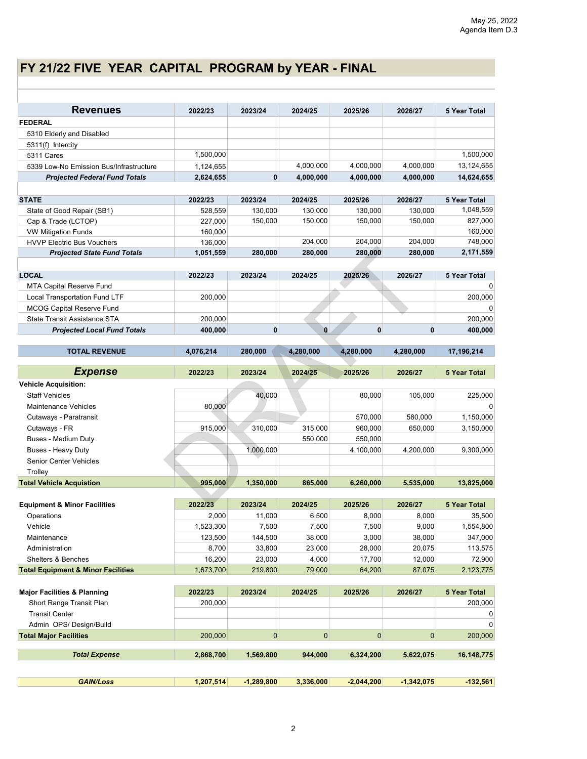May 25, 2022
Agenda Item D.3

# FY 21/22 FIVE YEAR CAPITAL PROGRAM by YEAR - FINAL

| Revenues | 2022/23 | 2023/24 | 2024/25 | 2025/26 | 2026/27 | 5 Year Total |
|---|---|---|---|---|---|---|
| **FEDERAL** | | | | | | |
| 5310 Elderly and Disabled | | | | | | |
| 5311(f) Intercity | | | | | | |
| 5311 Cares | 1,500,000 | | | | | 1,500,000 |
| 5339 Low-No Emission Bus/Infrastructure | 1,124,655 | | 4,000,000 | 4,000,000 | 4,000,000 | 13,124,655 |
| ***Projected Federal Fund Totals*** | **2,624,655** | **0** | **4,000,000** | **4,000,000** | **4,000,000** | **14,624,655** |
| | | | | | | |
| **STATE** | **2022/23** | **2023/24** | **2024/25** | **2025/26** | **2026/27** | **5 Year Total** |
| State of Good Repair (SB1) | 528,559 | 130,000 | 130,000 | 130,000 | 130,000 | 1,048,559 |
| Cap & Trade (LCTOP) | 227,000 | 150,000 | 150,000 | 150,000 | 150,000 | 827,000 |
| VW Mitigation Funds | 160,000 | | | | | 160,000 |
| HVVP Electric Bus Vouchers | 136,000 | | 204,000 | 204,000 | 204,000 | 748,000 |
| ***Projected State Fund Totals*** | **1,051,559** | **280,000** | **280,000** | **280,000** | **280,000** | **2,171,559** |
| | | | | | | |
| **LOCAL** | **2022/23** | **2023/24** | **2024/25** | **2025/26** | **2026/27** | **5 Year Total** |
| MTA Capital Reserve Fund | | | | | | 0 |
| Local Transportation Fund LTF | 200,000 | | | | | 200,000 |
| MCOG Capital Reserve Fund | | | | | | 0 |
| State Transit Assistance STA | 200,000 | | | | | 200,000 |
| ***Projected Local Fund Totals*** | **400,000** | **0** | **0** | **0** | **0** | **400,000** |
| | | | | | | |
| **TOTAL REVENUE** | **4,076,214** | **280,000** | **4,280,000** | **4,280,000** | **4,280,000** | **17,196,214** |

| *Expense* | 2022/23 | 2023/24 | 2024/25 | 2025/26 | 2026/27 | 5 Year Total |
|---|---|---|---|---|---|---|
| **Vehicle Acquisition:** | | | | | | |
| Staff Vehicles | | 40,000 | | 80,000 | 105,000 | 225,000 |
| Maintenance Vehicles | 80,000 | | | | | 0 |
| Cutaways - Paratransit | | | | 570,000 | 580,000 | 1,150,000 |
| Cutaways - FR | 915,000 | 310,000 | 315,000 | 960,000 | 650,000 | 3,150,000 |
| Buses - Medium Duty | | | 550,000 | 550,000 | | |
| Buses - Heavy Duty | | 1,000,000 | | 4,100,000 | 4,200,000 | 9,300,000 |
| Senior Center Vehicles | | | | | | |
| Trolley | | | | | | |
| **Total Vehicle Acquistion** | **995,000** | **1,350,000** | **865,000** | **6,260,000** | **5,535,000** | **13,825,000** |
| | | | | | | |
| **Equipment & Minor Facilities** | **2022/23** | **2023/24** | **2024/25** | **2025/26** | **2026/27** | **5 Year Total** |
| Operations | 2,000 | 11,000 | 6,500 | 8,000 | 8,000 | 35,500 |
| Vehicle | 1,523,300 | 7,500 | 7,500 | 7,500 | 9,000 | 1,554,800 |
| Maintenance | 123,500 | 144,500 | 38,000 | 3,000 | 38,000 | 347,000 |
| Administration | 8,700 | 33,800 | 23,000 | 28,000 | 20,075 | 113,575 |
| Shelters & Benches | 16,200 | 23,000 | 4,000 | 17,700 | 12,000 | 72,900 |
| **Total Equipment & Minor Facilities** | 1,673,700 | 219,800 | 79,000 | 64,200 | 87,075 | 2,123,775 |
| | | | | | | |
| **Major Facilities & Planning** | **2022/23** | **2023/24** | **2024/25** | **2025/26** | **2026/27** | **5 Year Total** |
| Short Range Transit Plan | 200,000 | | | | | 200,000 |
| Transit Center | | | | | | 0 |
| Admin OPS/ Design/Build | | | | | | 0 |
| **Total Major Facilities** | 200,000 | 0 | 0 | 0 | 0 | 200,000 |
| | | | | | | |
| ***Total Expense*** | **2,868,700** | **1,569,800** | **944,000** | **6,324,200** | **5,622,075** | **16,148,775** |
| | | | | | | |
| ***GAIN/Loss*** | **1,207,514** | **-1,289,800** | **3,336,000** | **-2,044,200** | **-1,342,075** | **-132,561** |

DRAFT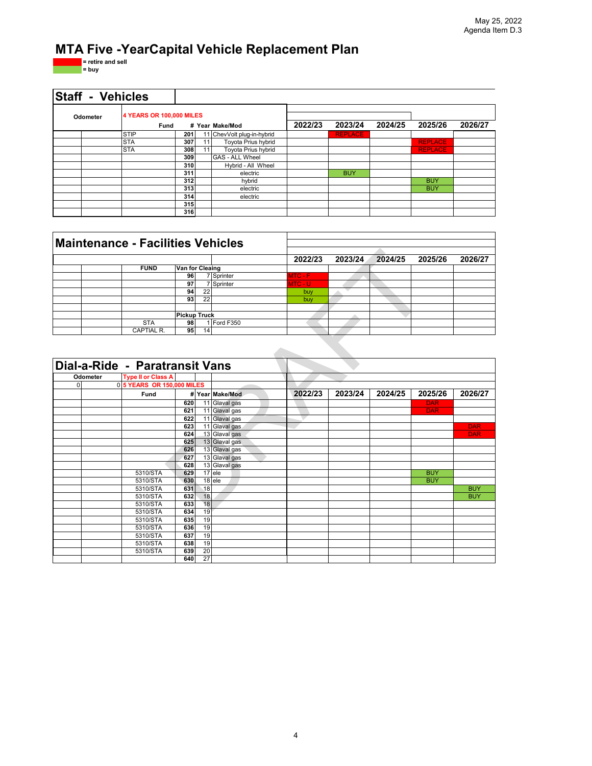May 25, 2022
Agenda Item D.3

# MTA Five -YearCapital Vehicle Replacement Plan

= retire and sell (red)
= buy (green)

## Staff - Vehicles

| Odometer | | 4 YEARS OR 100,000 MILES Fund | # | Year | Make/Mod | 2022/23 | 2023/24 | 2024/25 | 2025/26 | 2026/27 |
|---|---|---|---|---|---|---|---|---|---|---|
| | | STIP | 201 | 11 | ChevVolt plug-in-hybrid | | REPLACE | | | |
| | | STA | 307 | 11 | Toyota Prius hybrid | | | | REPLACE | |
| | | STA | 308 | 11 | Toyota Prius hybrid | | | | REPLACE | |
| | | | 309 | | GAS - ALL Wheel | | | | | |
| | | | 310 | | Hybrid - All Wheel | | | | | |
| | | | 311 | | electric | | BUY | | | |
| | | | 312 | | hybrid | | | | BUY | |
| | | | 313 | | electric | | | | BUY | |
| | | | 314 | | electric | | | | | |
| | | | 315 | | | | | | | |
| | | | 316 | | | | | | | |

## Maintenance - Facilities Vehicles

| | | FUND | # | Year | Make/Mod | 2022/23 | 2023/24 | 2024/25 | 2025/26 | 2026/27 |
|---|---|---|---|---|---|---|---|---|---|---|
| | | | Van for Cleaing | | | | | | | |
| | | | 96 | 7 | Sprinter | MTC - F | | | | |
| | | | 97 | 7 | Sprinter | MTC - U | | | | |
| | | | 94 | 22 | | buy | | | | |
| | | | 93 | 22 | | buy | | | | |
| | | | | | | | | | | |
| | | | Pickup Truck | | | | | | | |
| | | STA | 98 | 1 | Ford F350 | | | | | |
| | | CAPTIAL R. | 95 | 14 | | | | | | |

## Dial-a-Ride - Paratransit Vans

| Odometer | | Type II or Class A 5 YEARS OR 150,000 MILES Fund | # | Year | Make/Mod | 2022/23 | 2023/24 | 2024/25 | 2025/26 | 2026/27 |
|---|---|---|---|---|---|---|---|---|---|---|
| 0 | 0 | | | | | | | | | |
| | | | 620 | 11 | Glaval gas | | | | DAR | |
| | | | 621 | 11 | Glaval gas | | | | DAR | |
| | | | 622 | 11 | Glaval gas | | | | | |
| | | | 623 | 11 | Glaval gas | | | | | DAR |
| | | | 624 | 13 | Glaval gas | | | | | DAR |
| | | | 625 | 13 | Glaval gas | | | | | |
| | | | 626 | 13 | Glaval gas | | | | | |
| | | | 627 | 13 | Glaval gas | | | | | |
| | | | 628 | 13 | Glaval gas | | | | | |
| | | 5310/STA | 629 | 17 | ele | | | | BUY | |
| | | 5310/STA | 630 | 18 | ele | | | | BUY | |
| | | 5310/STA | 631 | 18 | | | | | | BUY |
| | | 5310/STA | 632 | 18 | | | | | | BUY |
| | | 5310/STA | 633 | 18 | | | | | | |
| | | 5310/STA | 634 | 19 | | | | | | |
| | | 5310/STA | 635 | 19 | | | | | | |
| | | 5310/STA | 636 | 19 | | | | | | |
| | | 5310/STA | 637 | 19 | | | | | | |
| | | 5310/STA | 638 | 19 | | | | | | |
| | | 5310/STA | 639 | 20 | | | | | | |
| | | | 640 | 27 | | | | | | |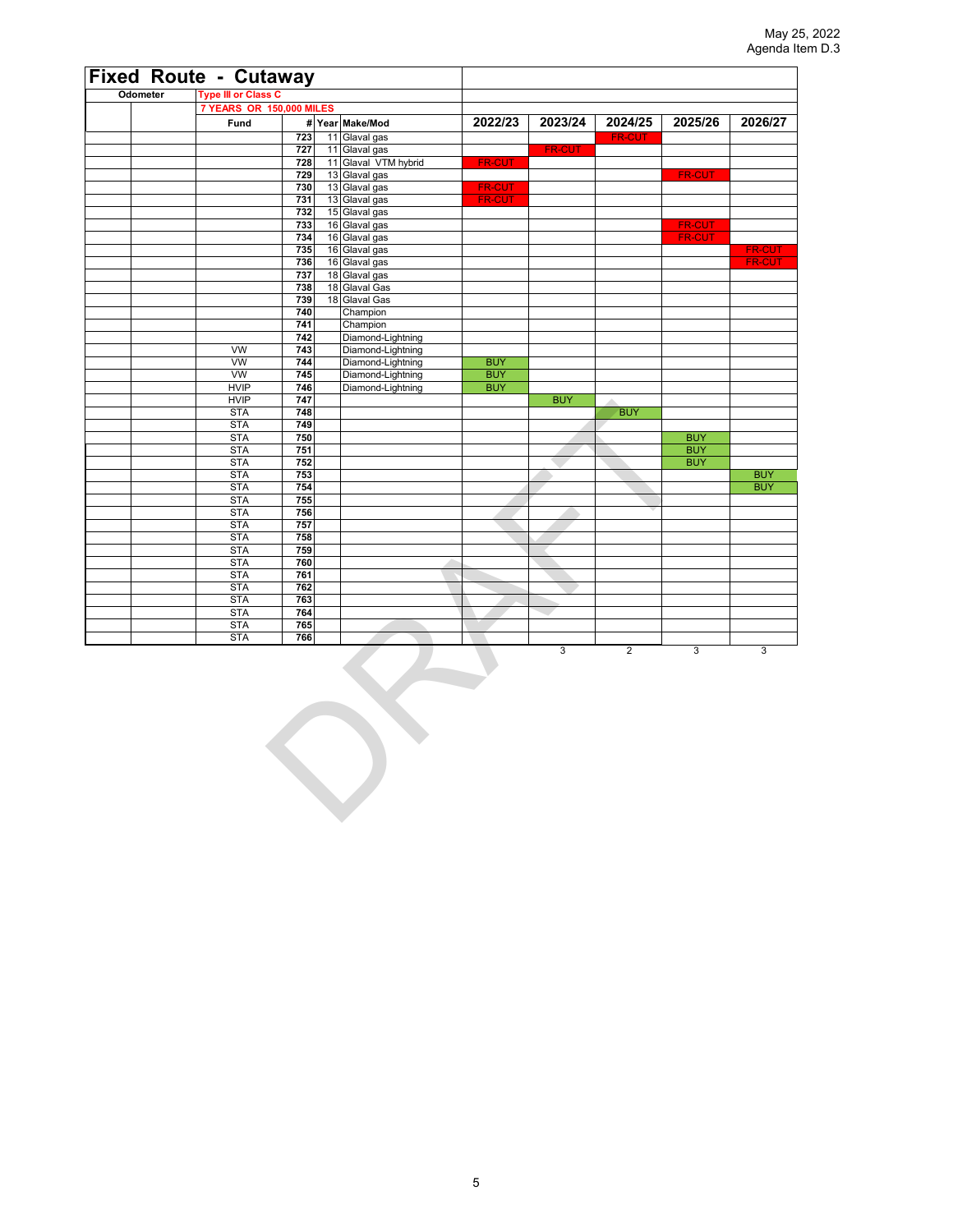May 25, 2022
Agenda Item D.3

# Fixed Route - Cutaway

| Odometer | | Type III or Class C<br>7 YEARS OR 150,000 MILES<br>Fund | # | Year | Make/Mod | 2022/23 | 2023/24 | 2024/25 | 2025/26 | 2026/27 |
|---|---|---|---|---|---|---|---|---|---|---|
| | | | 723 | 11 | Glaval gas | | | FR-CUT | | |
| | | | 727 | 11 | Glaval gas | | FR-CUT | | | |
| | | | 728 | 11 | Glaval VTM hybrid | FR-CUT | | | | |
| | | | 729 | 13 | Glaval gas | | | | FR-CUT | |
| | | | 730 | 13 | Glaval gas | FR-CUT | | | | |
| | | | 731 | 13 | Glaval gas | FR-CUT | | | | |
| | | | 732 | 15 | Glaval gas | | | | | |
| | | | 733 | 16 | Glaval gas | | | | FR-CUT | |
| | | | 734 | 16 | Glaval gas | | | | FR-CUT | |
| | | | 735 | 16 | Glaval gas | | | | | FR-CUT |
| | | | 736 | 16 | Glaval gas | | | | | FR-CUT |
| | | | 737 | 18 | Glaval gas | | | | | |
| | | | 738 | 18 | Glaval Gas | | | | | |
| | | | 739 | 18 | Glaval Gas | | | | | |
| | | | 740 | | Champion | | | | | |
| | | | 741 | | Champion | | | | | |
| | | | 742 | | Diamond-Lightning | | | | | |
| | | VW | 743 | | Diamond-Lightning | | | | | |
| | | VW | 744 | | Diamond-Lightning | BUY | | | | |
| | | VW | 745 | | Diamond-Lightning | BUY | | | | |
| | | HVIP | 746 | | Diamond-Lightning | BUY | | | | |
| | | HVIP | 747 | | | | BUY | | | |
| | | STA | 748 | | | | | BUY | | |
| | | STA | 749 | | | | | | | |
| | | STA | 750 | | | | | | BUY | |
| | | STA | 751 | | | | | | BUY | |
| | | STA | 752 | | | | | | BUY | |
| | | STA | 753 | | | | | | | BUY |
| | | STA | 754 | | | | | | | BUY |
| | | STA | 755 | | | | | | | |
| | | STA | 756 | | | | | | | |
| | | STA | 757 | | | | | | | |
| | | STA | 758 | | | | | | | |
| | | STA | 759 | | | | | | | |
| | | STA | 760 | | | | | | | |
| | | STA | 761 | | | | | | | |
| | | STA | 762 | | | | | | | |
| | | STA | 763 | | | | | | | |
| | | STA | 764 | | | | | | | |
| | | STA | 765 | | | | | | | |
| | | STA | 766 | | | | | | | |
| | | | | | | | 3 | 2 | 3 | 3 |

DRAFT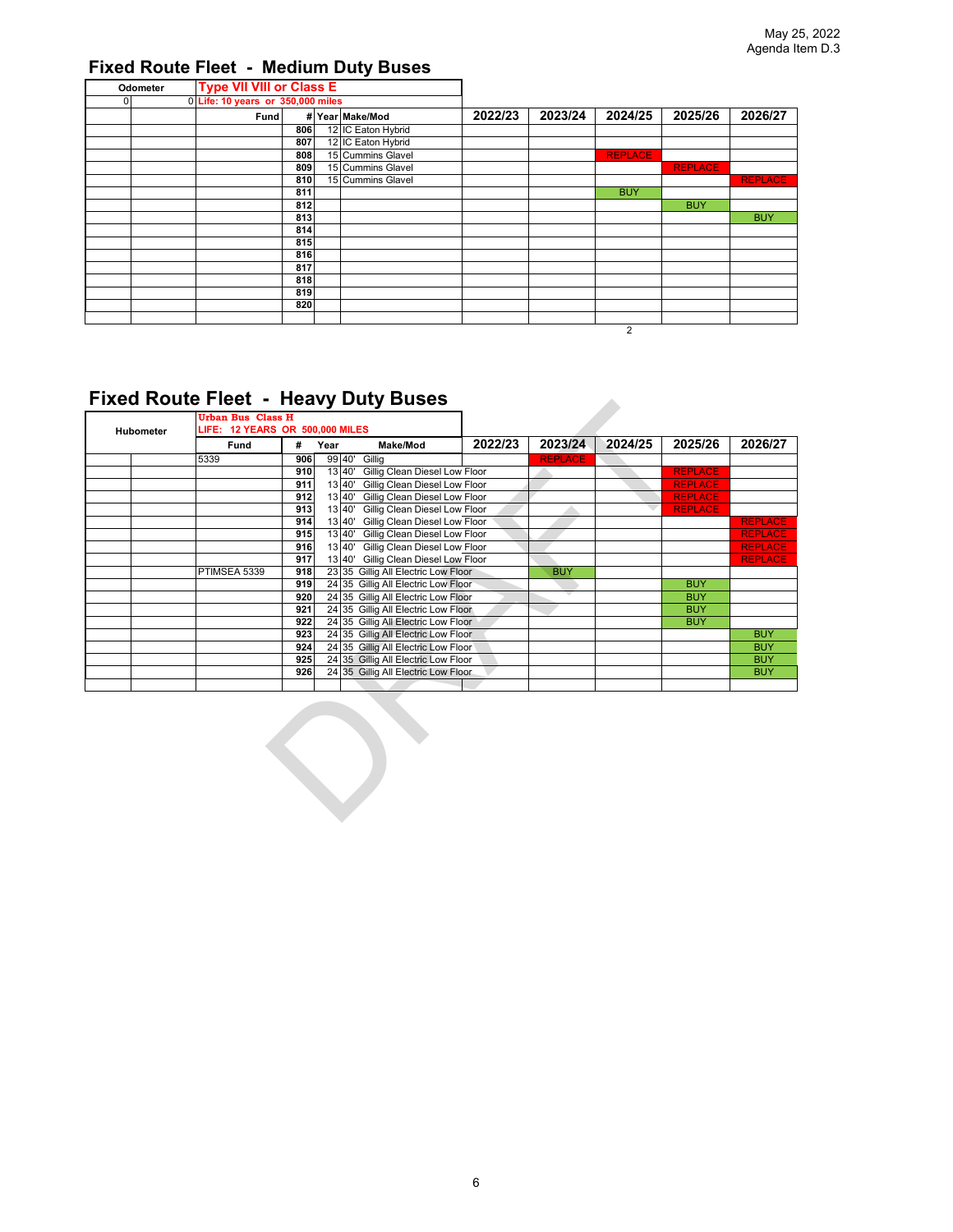May 25, 2022
Agenda Item D.3

## Fixed Route Fleet - Medium Duty Buses

| Odometer | | Type VII VIII or Class E | | | | | | | | |
|---|---|---|---|---|---|---|---|---|---|---|
| 0 | 0 | Life: 10 years or 350,000 miles | | | | | | | | |
| | | Fund | # | Year | Make/Mod | 2022/23 | 2023/24 | 2024/25 | 2025/26 | 2026/27 |
| | | | 806 | 12 | IC Eaton Hybrid | | | | | |
| | | | 807 | 12 | IC Eaton Hybrid | | | | | |
| | | | 808 | 15 | Cummins Glavel | | | REPLACE | | |
| | | | 809 | 15 | Cummins Glavel | | | | REPLACE | |
| | | | 810 | 15 | Cummins Glavel | | | | | REPLACE |
| | | | 811 | | | | | BUY | | |
| | | | 812 | | | | | | BUY | |
| | | | 813 | | | | | | | BUY |
| | | | 814 | | | | | | | |
| | | | 815 | | | | | | | |
| | | | 816 | | | | | | | |
| | | | 817 | | | | | | | |
| | | | 818 | | | | | | | |
| | | | 819 | | | | | | | |
| | | | 820 | | | | | | | |
| | | | | | | | | | | |

2

## Fixed Route Fleet - Heavy Duty Buses

| Hubometer | | Urban Bus Class H<br>LIFE: 12 YEARS OR 500,000 MILES | | | | | | | | |
|---|---|---|---|---|---|---|---|---|---|---|
| | | Fund | # | Year | Make/Mod | 2022/23 | 2023/24 | 2024/25 | 2025/26 | 2026/27 |
| | | 5339 | 906 | 99 | 40' Gillig | | REPLACE | | | |
| | | | 910 | 13 | 40' Gillig Clean Diesel Low Floor | | | | REPLACE | |
| | | | 911 | 13 | 40' Gillig Clean Diesel Low Floor | | | | REPLACE | |
| | | | 912 | 13 | 40' Gillig Clean Diesel Low Floor | | | | REPLACE | |
| | | | 913 | 13 | 40' Gillig Clean Diesel Low Floor | | | | REPLACE | |
| | | | 914 | 13 | 40' Gillig Clean Diesel Low Floor | | | | | REPLACE |
| | | | 915 | 13 | 40' Gillig Clean Diesel Low Floor | | | | | REPLACE |
| | | | 916 | 13 | 40' Gillig Clean Diesel Low Floor | | | | | REPLACE |
| | | | 917 | 13 | 40' Gillig Clean Diesel Low Floor | | | | | REPLACE |
| | | PTIMSEA 5339 | 918 | 23 | 35 Gillig All Electric Low Floor | | BUY | | | |
| | | | 919 | 24 | 35 Gillig All Electric Low Floor | | | | BUY | |
| | | | 920 | 24 | 35 Gillig All Electric Low Floor | | | | BUY | |
| | | | 921 | 24 | 35 Gillig All Electric Low Floor | | | | BUY | |
| | | | 922 | 24 | 35 Gillig All Electric Low Floor | | | | BUY | |
| | | | 923 | 24 | 35 Gillig All Electric Low Floor | | | | | BUY |
| | | | 924 | 24 | 35 Gillig All Electric Low Floor | | | | | BUY |
| | | | 925 | 24 | 35 Gillig All Electric Low Floor | | | | | BUY |
| | | | 926 | 24 | 35 Gillig All Electric Low Floor | | | | | BUY |
| | | | | | | | | | | |

DRAFT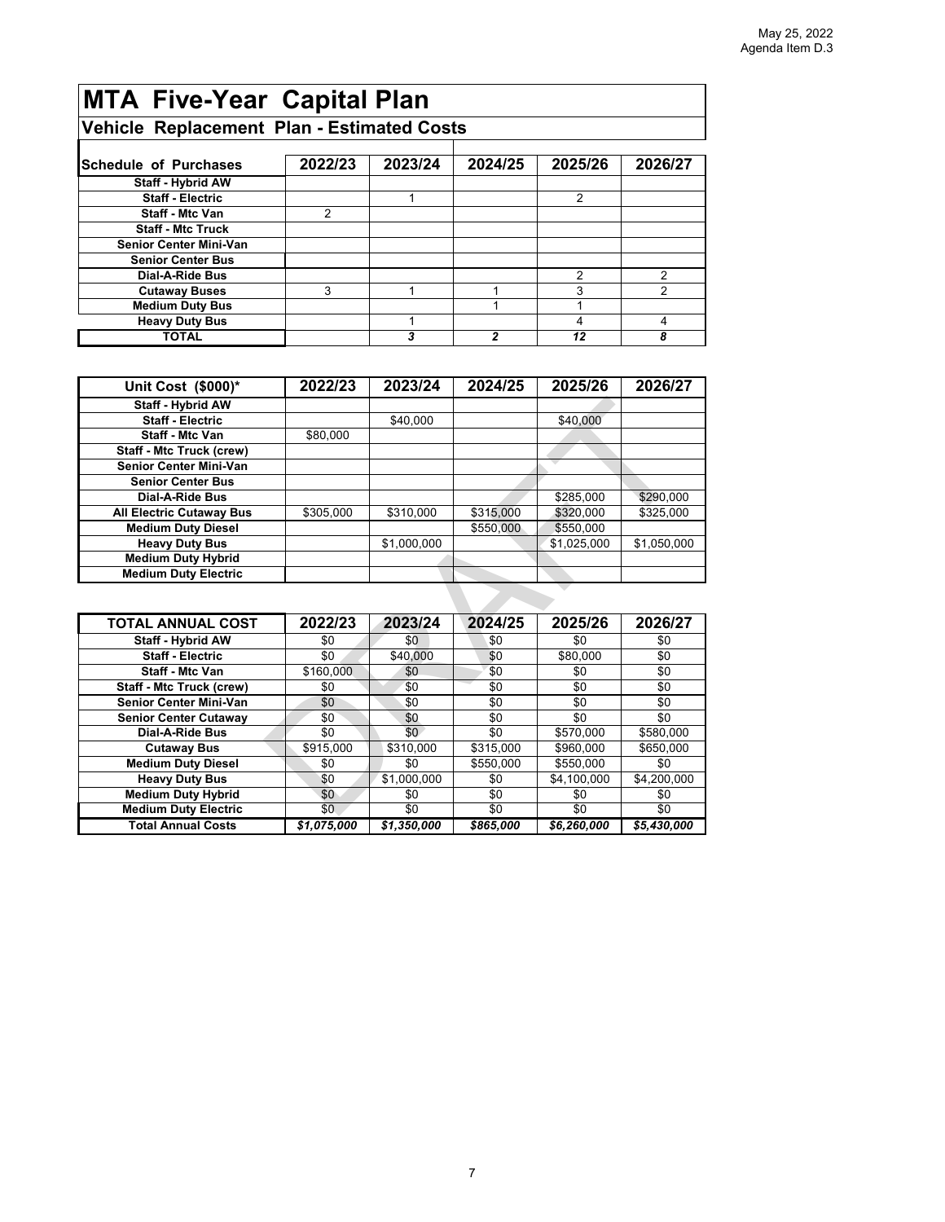# MTA Five-Year Capital Plan

## Vehicle Replacement Plan - Estimated Costs

| Schedule of Purchases | 2022/23 | 2023/24 | 2024/25 | 2025/26 | 2026/27 |
|---|---|---|---|---|---|
| Staff - Hybrid AW | | | | | |
| Staff - Electric | | 1 | | 2 | |
| Staff - Mtc Van | 2 | | | | |
| Staff - Mtc Truck | | | | | |
| Senior Center Mini-Van | | | | | |
| Senior Center Bus | | | | | |
| Dial-A-Ride Bus | | | | 2 | 2 |
| Cutaway Buses | 3 | 1 | 1 | 3 | 2 |
| Medium Duty Bus | | | 1 | 1 | |
| Heavy Duty Bus | | 1 | | 4 | 4 |
| TOTAL | | *3* | *2* | *12* | *8* |

| Unit Cost ($000)* | 2022/23 | 2023/24 | 2024/25 | 2025/26 | 2026/27 |
|---|---|---|---|---|---|
| Staff - Hybrid AW | | | | | |
| Staff - Electric | | $40,000 | | $40,000 | |
| Staff - Mtc Van | $80,000 | | | | |
| Staff - Mtc Truck (crew) | | | | | |
| Senior Center Mini-Van | | | | | |
| Senior Center Bus | | | | | |
| Dial-A-Ride Bus | | | | $285,000 | $290,000 |
| All Electric Cutaway Bus | $305,000 | $310,000 | $315,000 | $320,000 | $325,000 |
| Medium Duty Diesel | | | $550,000 | $550,000 | |
| Heavy Duty Bus | | $1,000,000 | | $1,025,000 | $1,050,000 |
| Medium Duty Hybrid | | | | | |
| Medium Duty Electric | | | | | |

| TOTAL ANNUAL COST | 2022/23 | 2023/24 | 2024/25 | 2025/26 | 2026/27 |
|---|---|---|---|---|---|
| Staff - Hybrid AW | $0 | $0 | $0 | $0 | $0 |
| Staff - Electric | $0 | $40,000 | $0 | $80,000 | $0 |
| Staff - Mtc Van | $160,000 | $0 | $0 | $0 | $0 |
| Staff - Mtc Truck (crew) | $0 | $0 | $0 | $0 | $0 |
| Senior Center Mini-Van | $0 | $0 | $0 | $0 | $0 |
| Senior Center Cutaway | $0 | $0 | $0 | $0 | $0 |
| Dial-A-Ride Bus | $0 | $0 | $0 | $570,000 | $580,000 |
| Cutaway Bus | $915,000 | $310,000 | $315,000 | $960,000 | $650,000 |
| Medium Duty Diesel | $0 | $0 | $550,000 | $550,000 | $0 |
| Heavy Duty Bus | $0 | $1,000,000 | $0 | $4,100,000 | $4,200,000 |
| Medium Duty Hybrid | $0 | $0 | $0 | $0 | $0 |
| Medium Duty Electric | $0 | $0 | $0 | $0 | $0 |
| Total Annual Costs | *$1,075,000* | *$1,350,000* | *$865,000* | *$6,260,000* | *$5,430,000* |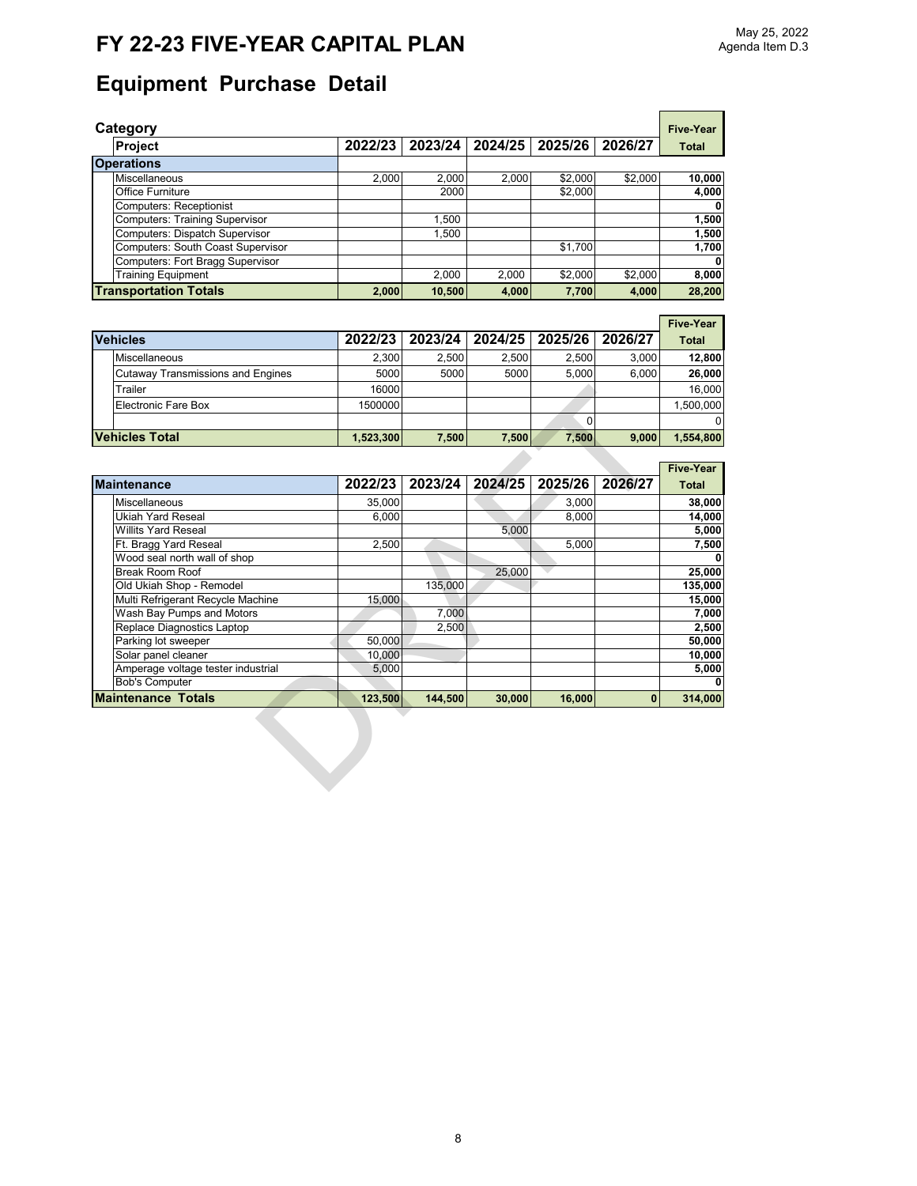# FY 22-23 FIVE-YEAR CAPITAL PLAN

May 25, 2022
Agenda Item D.3

## Equipment Purchase Detail

| Category / Project | 2022/23 | 2023/24 | 2024/25 | 2025/26 | 2026/27 | Five-Year Total |
|---|---|---|---|---|---|---|
| **Operations** | | | | | | |
| Miscellaneous | 2,000 | 2,000 | 2,000 | $2,000 | $2,000 | **10,000** |
| Office Furniture | | 2000 | | $2,000 | | **4,000** |
| Computers: Receptionist | | | | | | **0** |
| Computers: Training Supervisor | | 1,500 | | | | **1,500** |
| Computers: Dispatch Supervisor | | 1,500 | | | | **1,500** |
| Computers: South Coast Supervisor | | | | $1,700 | | **1,700** |
| Computers: Fort Bragg Supervisor | | | | | | **0** |
| Training Equipment | | 2,000 | 2,000 | $2,000 | $2,000 | **8,000** |
| **Transportation Totals** | **2,000** | **10,500** | **4,000** | **7,700** | **4,000** | **28,200** |

| Vehicles | 2022/23 | 2023/24 | 2024/25 | 2025/26 | 2026/27 | Five-Year Total |
|---|---|---|---|---|---|---|
| Miscellaneous | 2,300 | 2,500 | 2,500 | 2,500 | 3,000 | **12,800** |
| Cutaway Transmissions and Engines | 5000 | 5000 | 5000 | 5,000 | 6,000 | **26,000** |
| Trailer | 16000 | | | | | 16,000 |
| Electronic Fare Box | 1500000 | | | | | 1,500,000 |
| | | | | 0 | | 0 |
| **Vehicles Total** | **1,523,300** | **7,500** | **7,500** | **7,500** | **9,000** | **1,554,800** |

| Maintenance | 2022/23 | 2023/24 | 2024/25 | 2025/26 | 2026/27 | Five-Year Total |
|---|---|---|---|---|---|---|
| Miscellaneous | 35,000 | | | 3,000 | | **38,000** |
| Ukiah Yard Reseal | 6,000 | | | 8,000 | | **14,000** |
| Willits Yard Reseal | | | 5,000 | | | **5,000** |
| Ft. Bragg Yard Reseal | 2,500 | | | 5,000 | | **7,500** |
| Wood seal north wall of shop | | | | | | **0** |
| Break Room Roof | | | 25,000 | | | **25,000** |
| Old Ukiah Shop - Remodel | | 135,000 | | | | **135,000** |
| Multi Refrigerant Recycle Machine | 15,000 | | | | | **15,000** |
| Wash Bay Pumps and Motors | | 7,000 | | | | **7,000** |
| Replace Diagnostics Laptop | | 2,500 | | | | **2,500** |
| Parking lot sweeper | 50,000 | | | | | **50,000** |
| Solar panel cleaner | 10,000 | | | | | **10,000** |
| Amperage voltage tester industrial | 5,000 | | | | | **5,000** |
| Bob's Computer | | | | | | **0** |
| **Maintenance Totals** | **123,500** | **144,500** | **30,000** | **16,000** | **0** | **314,000** |

DRAFT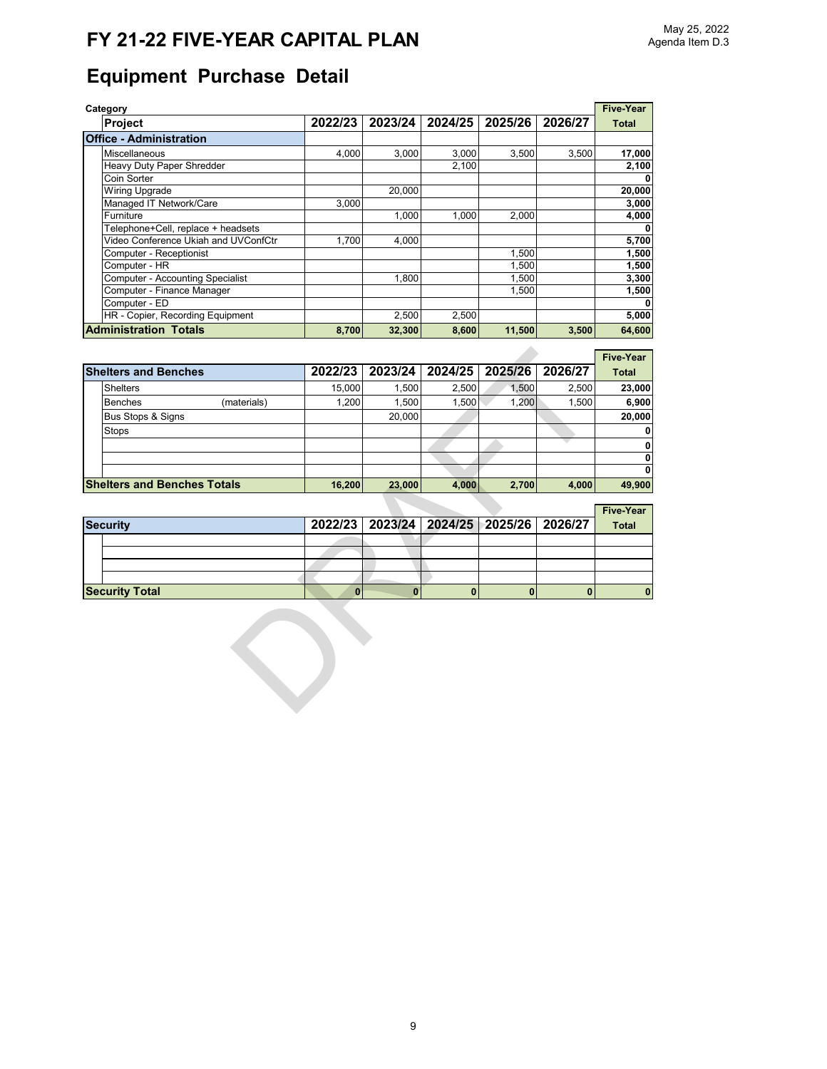# FY 21-22 FIVE-YEAR CAPITAL PLAN

May 25, 2022
Agenda Item D.3

## Equipment Purchase Detail

| Category / Project | 2022/23 | 2023/24 | 2024/25 | 2025/26 | 2026/27 | Five-Year Total |
|---|---|---|---|---|---|---|
| **Office - Administration** | | | | | | |
| Miscellaneous | 4,000 | 3,000 | 3,000 | 3,500 | 3,500 | **17,000** |
| Heavy Duty Paper Shredder | | | 2,100 | | | **2,100** |
| Coin Sorter | | | | | | **0** |
| Wiring Upgrade | | 20,000 | | | | **20,000** |
| Managed IT Network/Care | 3,000 | | | | | **3,000** |
| Furniture | | 1,000 | 1,000 | 2,000 | | **4,000** |
| Telephone+Cell, replace + headsets | | | | | | **0** |
| Video Conference Ukiah and UVConfCtr | 1,700 | 4,000 | | | | **5,700** |
| Computer - Receptionist | | | | 1,500 | | **1,500** |
| Computer - HR | | | | 1,500 | | **1,500** |
| Computer - Accounting Specialist | | 1,800 | | 1,500 | | **3,300** |
| Computer - Finance Manager | | | | 1,500 | | **1,500** |
| Computer - ED | | | | | | **0** |
| HR - Copier, Recording Equipment | | 2,500 | 2,500 | | | **5,000** |
| **Administration Totals** | **8,700** | **32,300** | **8,600** | **11,500** | **3,500** | **64,600** |

| Shelters and Benches | 2022/23 | 2023/24 | 2024/25 | 2025/26 | 2026/27 | Five-Year Total |
|---|---|---|---|---|---|---|
| Shelters | 15,000 | 1,500 | 2,500 | 1,500 | 2,500 | **23,000** |
| Benches (materials) | 1,200 | 1,500 | 1,500 | 1,200 | 1,500 | **6,900** |
| Bus Stops & Signs | | 20,000 | | | | **20,000** |
| Stops | | | | | | **0** |
| | | | | | | **0** |
| | | | | | | **0** |
| | | | | | | **0** |
| **Shelters and Benches Totals** | **16,200** | **23,000** | **4,000** | **2,700** | **4,000** | **49,900** |

| Security | 2022/23 | 2023/24 | 2024/25 | 2025/26 | 2026/27 | Five-Year Total |
|---|---|---|---|---|---|---|
| | | | | | | |
| | | | | | | |
| | | | | | | |
| | | | | | | |
| **Security Total** | **0** | **0** | **0** | **0** | **0** | **0** |

DRAFT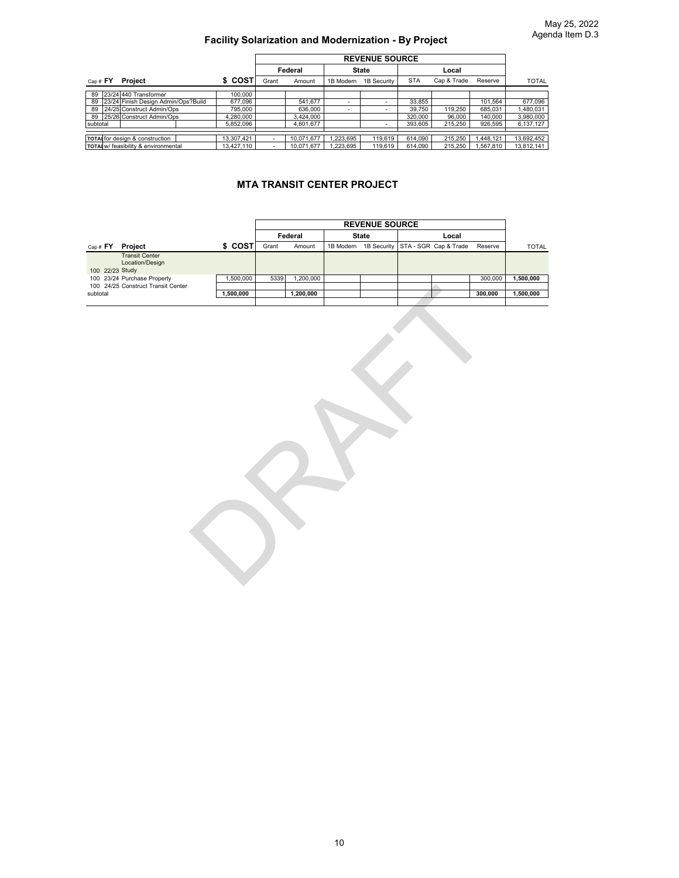May 25, 2022
Agenda Item D.3

## Facility Solarization and Modernization - By Project

| | | | | REVENUE SOURCE | | | | | | | |
|---|---|---|---|---|---|---|---|---|---|---|---|
| | | | | Federal | | State | | Local | | | |
| Cap # | FY | Project | $ COST | Grant | Amount | 1B Modern | 1B Security | STA | Cap & Trade | Reserve | TOTAL |
| 89 | 23/24 | 440 Transformer | 100,000 | | | | | | | | |
| 89 | 23/24 | Finish Design Admin/Ops?Build | 677,096 | | 541,677 | - | - | 33,855 | | 101,564 | 677,096 |
| 89 | 24/25 | Construct Admin/Ops | 795,000 | | 636,000 | - | - | 39,750 | 119,250 | 685,031 | 1,480,031 |
| 89 | 25/26 | Construct Admin/Ops | 4,280,000 | | 3,424,000 | | | 320,000 | 96,000 | 140,000 | 3,980,000 |
| subtotal | | | 5,852,096 | | 4,601,677 | | - | 393,605 | 215,250 | 926,595 | 6,137,127 |
| TOTAL | | for design & construction | 13,307,421 | - | 10,071,677 | 1,223,695 | 119,619 | 614,090 | 215,250 | 1,448,121 | 13,692,452 |
| TOTAL | | w/ feasibility & environmental | 13,427,110 | - | 10,071,677 | 1,223,695 | 119,619 | 614,090 | 215,250 | 1,567,810 | 13,812,141 |

## MTA TRANSIT CENTER PROJECT

| | | | | REVENUE SOURCE | | | | | | | |
|---|---|---|---|---|---|---|---|---|---|---|---|
| | | | | Federal | | State | | Local | | | |
| Cap # | FY | Project | $ COST | Grant | Amount | 1B Modern | 1B Security | STA - SGR | Cap & Trade | Reserve | TOTAL |
| 100 | 22/23 | Transit Center Location/Design Study | | | | | | | | | |
| 100 | 23/24 | Purchase Property | 1,500,000 | 5339 | 1,200,000 | | | | | 300,000 | **1,500,000** |
| 100 | 24/25 | Construct Transit Center | | | | | | | | | |
| subtotal | | | **1,500,000** | | **1,200,000** | | | | | **300,000** | **1,500,000** |

DRAFT